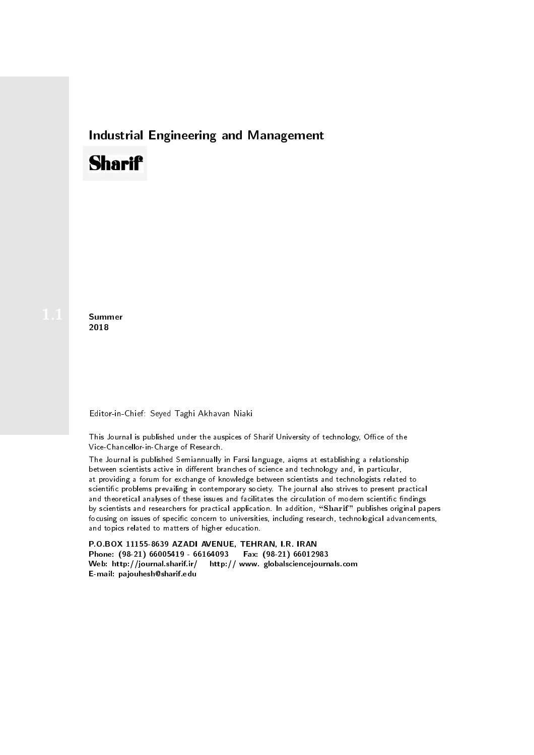# Industrial Engineering and Management

**Sharif**

1.1

**Summer**
**2018**

Editor-in-Chief: Seyed Taghi Akhavan Niaki

This Journal is published under the auspices of Sharif University of technology, Office of the Vice-Chancellor-in-Charge of Research.

The Journal is published Semiannually in Farsi language, aiqms at establishing a relationship between scientists active in different branches of science and technology and, in particular, at providing a forum for exchange of knowledge between scientists and technologists related to scientific problems prevailing in contemporary society. The journal also strives to present practical and theoretical analyses of these issues and facilitates the circulation of modern scientific findings by scientists and researchers for practical application. In addition, "**Sharif**" publishes original papers focusing on issues of specific concern to universities, including research, technological advancements, and topics related to matters of higher education.

**P.O.BOX 11155-8639 AZADI AVENUE, TEHRAN, I.R. IRAN**
**Phone: (98-21) 66005419 - 66164093    Fax: (98-21) 66012983**
**Web: http://journal.sharif.ir/    http:// www. globalsciencejournals.com**
**E-mail: pajouhesh@sharif.edu**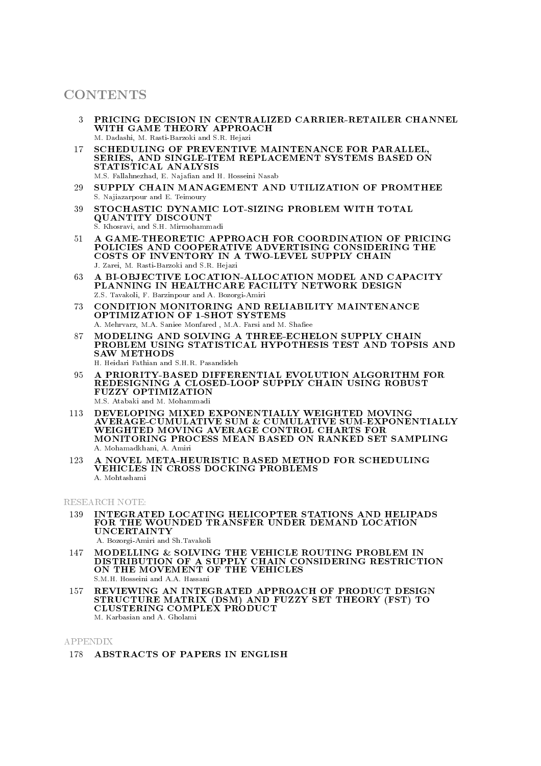# CONTENTS

3 **PRICING DECISION IN CENTRALIZED CARRIER-RETAILER CHANNEL WITH GAME THEORY APPROACH**
M. Dadashi, M. Rasti-Barzoki and S.R. Hejazi

17 **SCHEDULING OF PREVENTIVE MAINTENANCE FOR PARALLEL, SERIES, AND SINGLE-ITEM REPLACEMENT SYSTEMS BASED ON STATISTICAL ANALYSIS**
M.S. Fallahnezhad, E. Najafian and H. Hosseini Nasab

29 **SUPPLY CHAIN MANAGEMENT AND UTILIZATION OF PROMTHEE**
S. Najiazarpour and E. Teimoury

39 **STOCHASTIC DYNAMIC LOT-SIZING PROBLEM WITH TOTAL QUANTITY DISCOUNT**
S. Khosravi, and S.H. Mirmohammadi

51 **A GAME-THEORETIC APPROACH FOR COORDINATION OF PRICING POLICIES AND COOPERATIVE ADVERTISING CONSIDERING THE COSTS OF INVENTORY IN A TWO-LEVEL SUPPLY CHAIN**
J. Zarei, M. Rasti-Barzoki and S.R. Hejazi

63 **A BI-OBJECTIVE LOCATION-ALLOCATION MODEL AND CAPACITY PLANNING IN HEALTHCARE FACILITY NETWORK DESIGN**
Z.S. Tavakoli, F. Barzinpour and A. Bozorgi-Amiri

73 **CONDITION MONITORING AND RELIABILITY MAINTENANCE OPTIMIZATION OF 1-SHOT SYSTEMS**
A. Mehrvarz, M.A. Saniee Monfared , M.A. Farsi and M. Shafiee

87 **MODELING AND SOLVING A THREE-ECHELON SUPPLY CHAIN PROBLEM USING STATISTICAL HYPOTHESIS TEST AND TOPSIS AND SAW METHODS**
H. Heidari Fathian and S.H.R. Pasandideh

95 **A PRIORITY-BASED DIFFERENTIAL EVOLUTION ALGORITHM FOR REDESIGNING A CLOSED-LOOP SUPPLY CHAIN USING ROBUST FUZZY OPTIMIZATION**
M.S. Atabaki and M. Mohammadi

113 **DEVELOPING MIXED EXPONENTIALLY WEIGHTED MOVING AVERAGE-CUMULATIVE SUM & CUMULATIVE SUM-EXPONENTIALLY WEIGHTED MOVING AVERAGE CONTROL CHARTS FOR MONITORING PROCESS MEAN BASED ON RANKED SET SAMPLING**
A. Mohamadkhani, A. Amiri

123 **A NOVEL META-HEURISTIC BASED METHOD FOR SCHEDULING VEHICLES IN CROSS DOCKING PROBLEMS**
A. Mohtashami

## RESEARCH NOTE:

139 **INTEGRATED LOCATING HELICOPTER STATIONS AND HELIPADS FOR THE WOUNDED TRANSFER UNDER DEMAND LOCATION UNCERTAINTY**
A. Bozorgi-Amiri and Sh.Tavakoli

147 **MODELLING & SOLVING THE VEHICLE ROUTING PROBLEM IN DISTRIBUTION OF A SUPPLY CHAIN CONSIDERING RESTRICTION ON THE MOVEMENT OF THE VEHICLES**
S.M.H. Hosseini and A.A. Hassani

157 **REVIEWING AN INTEGRATED APPROACH OF PRODUCT DESIGN STRUCTURE MATRIX (DSM) AND FUZZY SET THEORY (FST) TO CLUSTERING COMPLEX PRODUCT**
M. Karbasian and A. Gholami

## APPENDIX

178 **ABSTRACTS OF PAPERS IN ENGLISH**